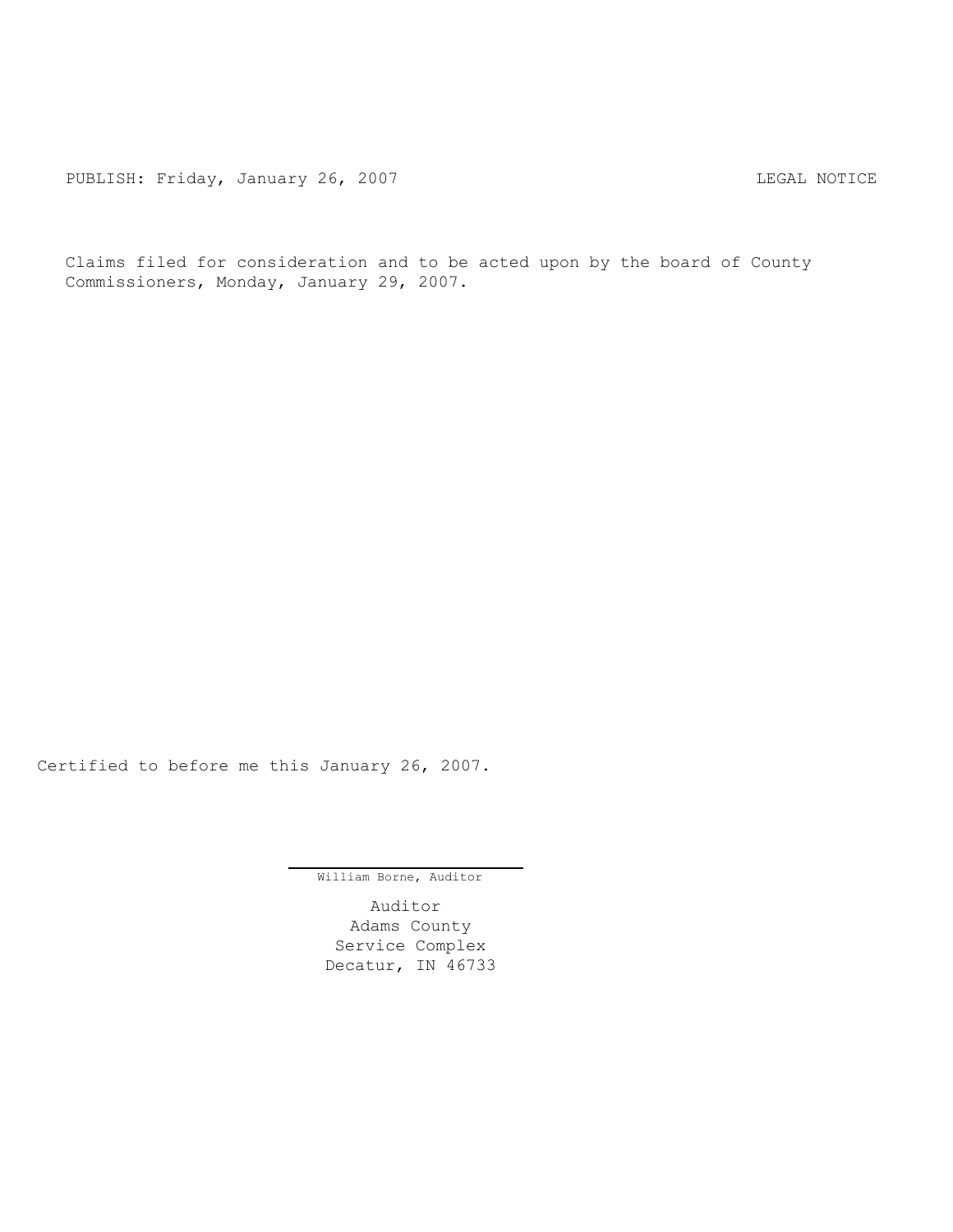PUBLISH: Friday, January 26, 2007 LEGAL NOTICE

Claims filed for consideration and to be acted upon by the board of County Commissioners, Monday, January 29, 2007.

Certified to before me this January 26, 2007.

William Borne, Auditor

Auditor
Adams County
Service Complex
Decatur, IN 46733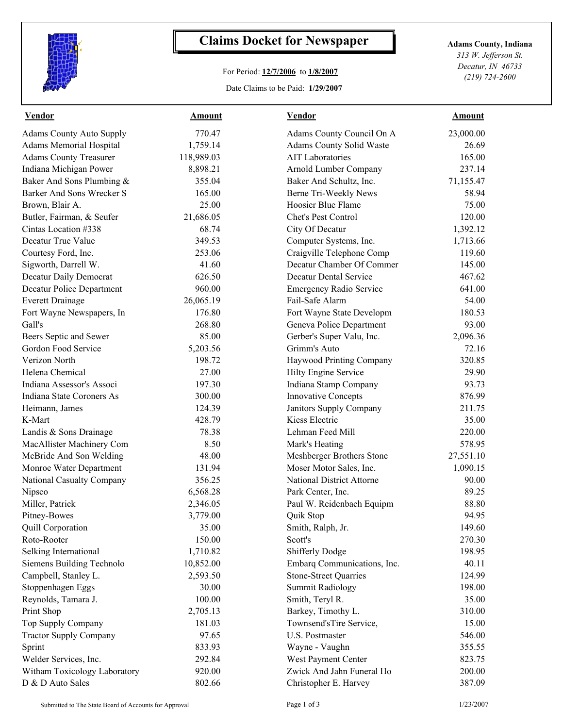# Claims Docket for Newspaper

For Period: **12/7/2006** to **1/8/2007**

Date Claims to be Paid: **1/29/2007**

**Adams County, Indiana**
*313 W. Jefferson St.*
*Decatur, IN 46733*
*(219) 724-2600*

| Vendor | Amount | Vendor | Amount |
|---|---|---|---|
| Adams County Auto Supply | 770.47 | Adams County Council On A | 23,000.00 |
| Adams Memorial Hospital | 1,759.14 | Adams County Solid Waste | 26.69 |
| Adams County Treasurer | 118,989.03 | AIT Laboratories | 165.00 |
| Indiana Michigan Power | 8,898.21 | Arnold Lumber Company | 237.14 |
| Baker And Sons Plumbing & | 355.04 | Baker And Schultz, Inc. | 71,155.47 |
| Barker And Sons Wrecker S | 165.00 | Berne Tri-Weekly News | 58.94 |
| Brown, Blair A. | 25.00 | Hoosier Blue Flame | 75.00 |
| Butler, Fairman, & Seufer | 21,686.05 | Chet's Pest Control | 120.00 |
| Cintas Location #338 | 68.74 | City Of Decatur | 1,392.12 |
| Decatur True Value | 349.53 | Computer Systems, Inc. | 1,713.66 |
| Courtesy Ford, Inc. | 253.06 | Craigville Telephone Comp | 119.60 |
| Sigworth, Darrell W. | 41.60 | Decatur Chamber Of Commer | 145.00 |
| Decatur Daily Democrat | 626.50 | Decatur Dental Service | 467.62 |
| Decatur Police Department | 960.00 | Emergency Radio Service | 641.00 |
| Everett Drainage | 26,065.19 | Fail-Safe Alarm | 54.00 |
| Fort Wayne Newspapers, In | 176.80 | Fort Wayne State Developm | 180.53 |
| Gall's | 268.80 | Geneva Police Department | 93.00 |
| Beers Septic and Sewer | 85.00 | Gerber's Super Valu, Inc. | 2,096.36 |
| Gordon Food Service | 5,203.56 | Grimm's Auto | 72.16 |
| Verizon North | 198.72 | Haywood Printing Company | 320.85 |
| Helena Chemical | 27.00 | Hilty Engine Service | 29.90 |
| Indiana Assessor's Associ | 197.30 | Indiana Stamp Company | 93.73 |
| Indiana State Coroners As | 300.00 | Innovative Concepts | 876.99 |
| Heimann, James | 124.39 | Janitors Supply Company | 211.75 |
| K-Mart | 428.79 | Kiess Electric | 35.00 |
| Landis & Sons Drainage | 78.38 | Lehman Feed Mill | 220.00 |
| MacAllister Machinery Com | 8.50 | Mark's Heating | 578.95 |
| McBride And Son Welding | 48.00 | Meshberger Brothers Stone | 27,551.10 |
| Monroe Water Department | 131.94 | Moser Motor Sales, Inc. | 1,090.15 |
| National Casualty Company | 356.25 | National District Attorne | 90.00 |
| Nipsco | 6,568.28 | Park Center, Inc. | 89.25 |
| Miller, Patrick | 2,346.05 | Paul W. Reidenbach Equipm | 88.80 |
| Pitney-Bowes | 3,779.00 | Quik Stop | 94.95 |
| Quill Corporation | 35.00 | Smith, Ralph, Jr. | 149.60 |
| Roto-Rooter | 150.00 | Scott's | 270.30 |
| Selking International | 1,710.82 | Shifferly Dodge | 198.95 |
| Siemens Building Technolo | 10,852.00 | Embarq Communications, Inc. | 40.11 |
| Campbell, Stanley L. | 2,593.50 | Stone-Street Quarries | 124.99 |
| Stoppenhagen Eggs | 30.00 | Summit Radiology | 198.00 |
| Reynolds, Tamara J. | 100.00 | Smith, Teryl R. | 35.00 |
| Print Shop | 2,705.13 | Barkey, Timothy L. | 310.00 |
| Top Supply Company | 181.03 | Townsend'sTire Service, | 15.00 |
| Tractor Supply Company | 97.65 | U.S. Postmaster | 546.00 |
| Sprint | 833.93 | Wayne - Vaughn | 355.55 |
| Welder Services, Inc. | 292.84 | West Payment Center | 823.75 |
| Witham Toxicology Laboratory | 920.00 | Zwick And Jahn Funeral Ho | 200.00 |
| D & D Auto Sales | 802.66 | Christopher E. Harvey | 387.09 |

Submitted to The State Board of Accounts for Approval

1/23/2007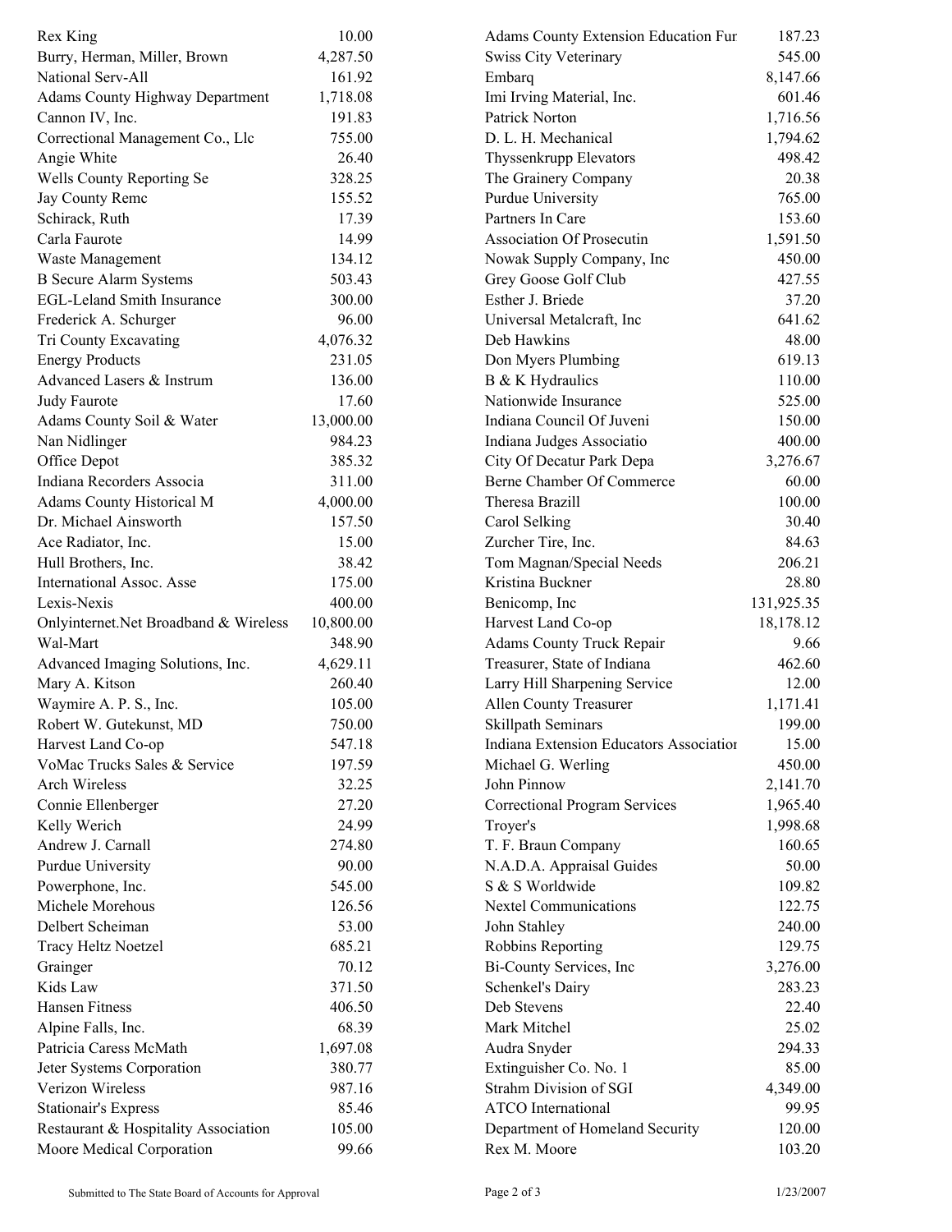| | |
|---|---|
| Rex King | 10.00 |
| Burry, Herman, Miller, Brown | 4,287.50 |
| National Serv-All | 161.92 |
| Adams County Highway Department | 1,718.08 |
| Cannon IV, Inc. | 191.83 |
| Correctional Management Co., Llc | 755.00 |
| Angie White | 26.40 |
| Wells County Reporting Se | 328.25 |
| Jay County Remc | 155.52 |
| Schirack, Ruth | 17.39 |
| Carla Faurote | 14.99 |
| Waste Management | 134.12 |
| B Secure Alarm Systems | 503.43 |
| EGL-Leland Smith Insurance | 300.00 |
| Frederick A. Schurger | 96.00 |
| Tri County Excavating | 4,076.32 |
| Energy Products | 231.05 |
| Advanced Lasers & Instrum | 136.00 |
| Judy Faurote | 17.60 |
| Adams County Soil & Water | 13,000.00 |
| Nan Nidlinger | 984.23 |
| Office Depot | 385.32 |
| Indiana Recorders Associa | 311.00 |
| Adams County Historical M | 4,000.00 |
| Dr. Michael Ainsworth | 157.50 |
| Ace Radiator, Inc. | 15.00 |
| Hull Brothers, Inc. | 38.42 |
| International Assoc. Asse | 175.00 |
| Lexis-Nexis | 400.00 |
| Onlyinternet.Net Broadband & Wireless | 10,800.00 |
| Wal-Mart | 348.90 |
| Advanced Imaging Solutions, Inc. | 4,629.11 |
| Mary A. Kitson | 260.40 |
| Waymire A. P. S., Inc. | 105.00 |
| Robert W. Gutekunst, MD | 750.00 |
| Harvest Land Co-op | 547.18 |
| VoMac Trucks Sales & Service | 197.59 |
| Arch Wireless | 32.25 |
| Connie Ellenberger | 27.20 |
| Kelly Werich | 24.99 |
| Andrew J. Carnall | 274.80 |
| Purdue University | 90.00 |
| Powerphone, Inc. | 545.00 |
| Michele Morehous | 126.56 |
| Delbert Scheiman | 53.00 |
| Tracy Heltz Noetzel | 685.21 |
| Grainger | 70.12 |
| Kids Law | 371.50 |
| Hansen Fitness | 406.50 |
| Alpine Falls, Inc. | 68.39 |
| Patricia Caress McMath | 1,697.08 |
| Jeter Systems Corporation | 380.77 |
| Verizon Wireless | 987.16 |
| Stationair's Express | 85.46 |
| Restaurant & Hospitality Association | 105.00 |
| Moore Medical Corporation | 99.66 |
| Adams County Extension Education Fur | 187.23 |
| Swiss City Veterinary | 545.00 |
| Embarq | 8,147.66 |
| Imi Irving Material, Inc. | 601.46 |
| Patrick Norton | 1,716.56 |
| D. L. H. Mechanical | 1,794.62 |
| Thyssenkrupp Elevators | 498.42 |
| The Grainery Company | 20.38 |
| Purdue University | 765.00 |
| Partners In Care | 153.60 |
| Association Of Prosecutin | 1,591.50 |
| Nowak Supply Company, Inc | 450.00 |
| Grey Goose Golf Club | 427.55 |
| Esther J. Briede | 37.20 |
| Universal Metalcraft, Inc | 641.62 |
| Deb Hawkins | 48.00 |
| Don Myers Plumbing | 619.13 |
| B & K Hydraulics | 110.00 |
| Nationwide Insurance | 525.00 |
| Indiana Council Of Juveni | 150.00 |
| Indiana Judges Associatio | 400.00 |
| City Of Decatur Park Depa | 3,276.67 |
| Berne Chamber Of Commerce | 60.00 |
| Theresa Brazill | 100.00 |
| Carol Selking | 30.40 |
| Zurcher Tire, Inc. | 84.63 |
| Tom Magnan/Special Needs | 206.21 |
| Kristina Buckner | 28.80 |
| Benicomp, Inc | 131,925.35 |
| Harvest Land Co-op | 18,178.12 |
| Adams County Truck Repair | 9.66 |
| Treasurer, State of Indiana | 462.60 |
| Larry Hill Sharpening Service | 12.00 |
| Allen County Treasurer | 1,171.41 |
| Skillpath Seminars | 199.00 |
| Indiana Extension Educators Associatior | 15.00 |
| Michael G. Werling | 450.00 |
| John Pinnow | 2,141.70 |
| Correctional Program Services | 1,965.40 |
| Troyer's | 1,998.68 |
| T. F. Braun Company | 160.65 |
| N.A.D.A. Appraisal Guides | 50.00 |
| S & S Worldwide | 109.82 |
| Nextel Communications | 122.75 |
| John Stahley | 240.00 |
| Robbins Reporting | 129.75 |
| Bi-County Services, Inc | 3,276.00 |
| Schenkel's Dairy | 283.23 |
| Deb Stevens | 22.40 |
| Mark Mitchel | 25.02 |
| Audra Snyder | 294.33 |
| Extinguisher Co. No. 1 | 85.00 |
| Strahm Division of SGI | 4,349.00 |
| ATCO International | 99.95 |
| Department of Homeland Security | 120.00 |
| Rex M. Moore | 103.20 |

Submitted to The State Board of Accounts for Approval — 1/23/2007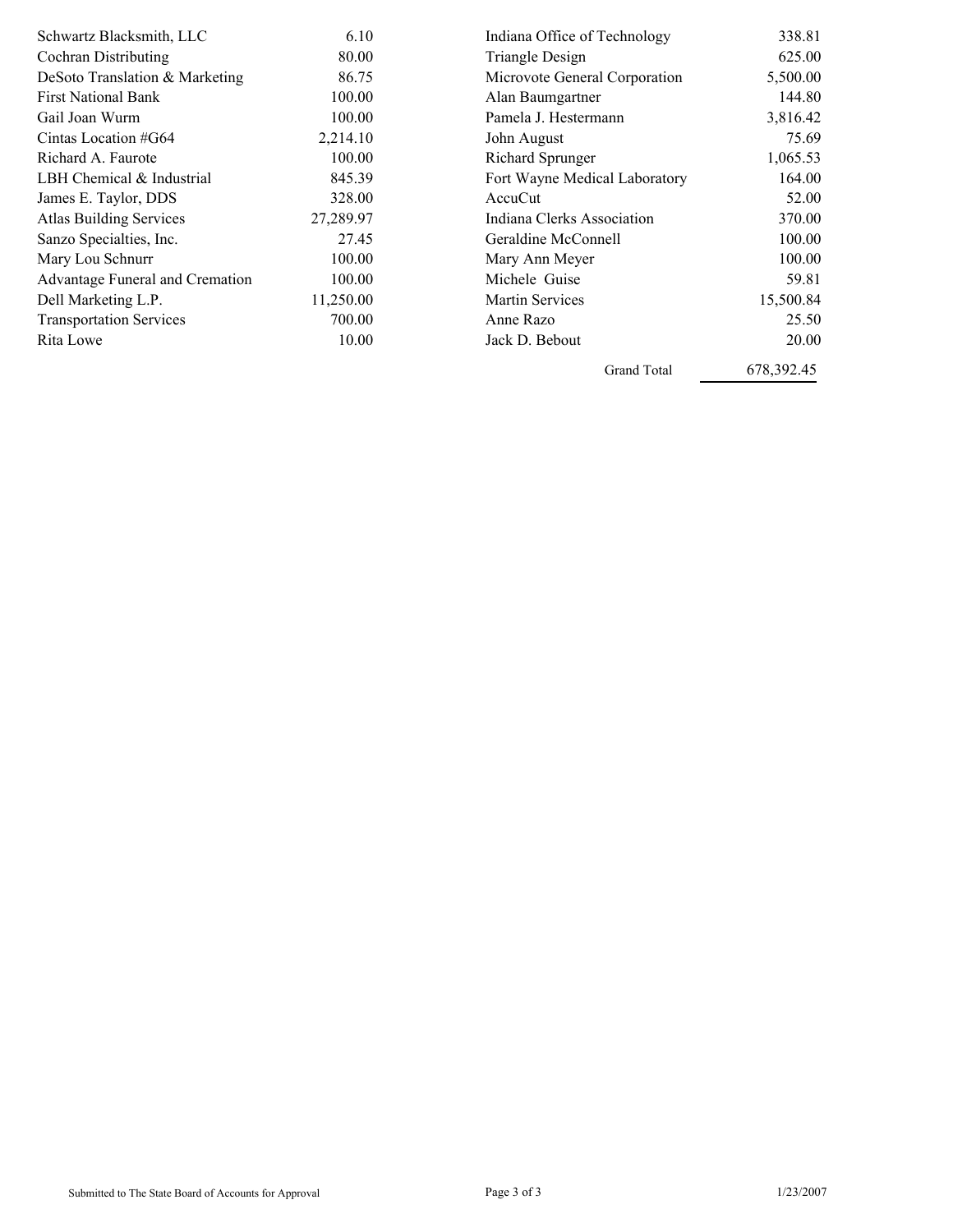| | | | |
|---|---|---|---|
| Schwartz Blacksmith, LLC | 6.10 | Indiana Office of Technology | 338.81 |
| Cochran Distributing | 80.00 | Triangle Design | 625.00 |
| DeSoto Translation & Marketing | 86.75 | Microvote General Corporation | 5,500.00 |
| First National Bank | 100.00 | Alan Baumgartner | 144.80 |
| Gail Joan Wurm | 100.00 | Pamela J. Hestermann | 3,816.42 |
| Cintas Location #G64 | 2,214.10 | John August | 75.69 |
| Richard A. Faurote | 100.00 | Richard Sprunger | 1,065.53 |
| LBH Chemical & Industrial | 845.39 | Fort Wayne Medical Laboratory | 164.00 |
| James E. Taylor, DDS | 328.00 | AccuCut | 52.00 |
| Atlas Building Services | 27,289.97 | Indiana Clerks Association | 370.00 |
| Sanzo Specialties, Inc. | 27.45 | Geraldine McConnell | 100.00 |
| Mary Lou Schnurr | 100.00 | Mary Ann Meyer | 100.00 |
| Advantage Funeral and Cremation | 100.00 | Michele Guise | 59.81 |
| Dell Marketing L.P. | 11,250.00 | Martin Services | 15,500.84 |
| Transportation Services | 700.00 | Anne Razo | 25.50 |
| Rita Lowe | 10.00 | Jack D. Bebout | 20.00 |
| | | Grand Total | 678,392.45 |

Submitted to The State Board of Accounts for Approval

1/23/2007